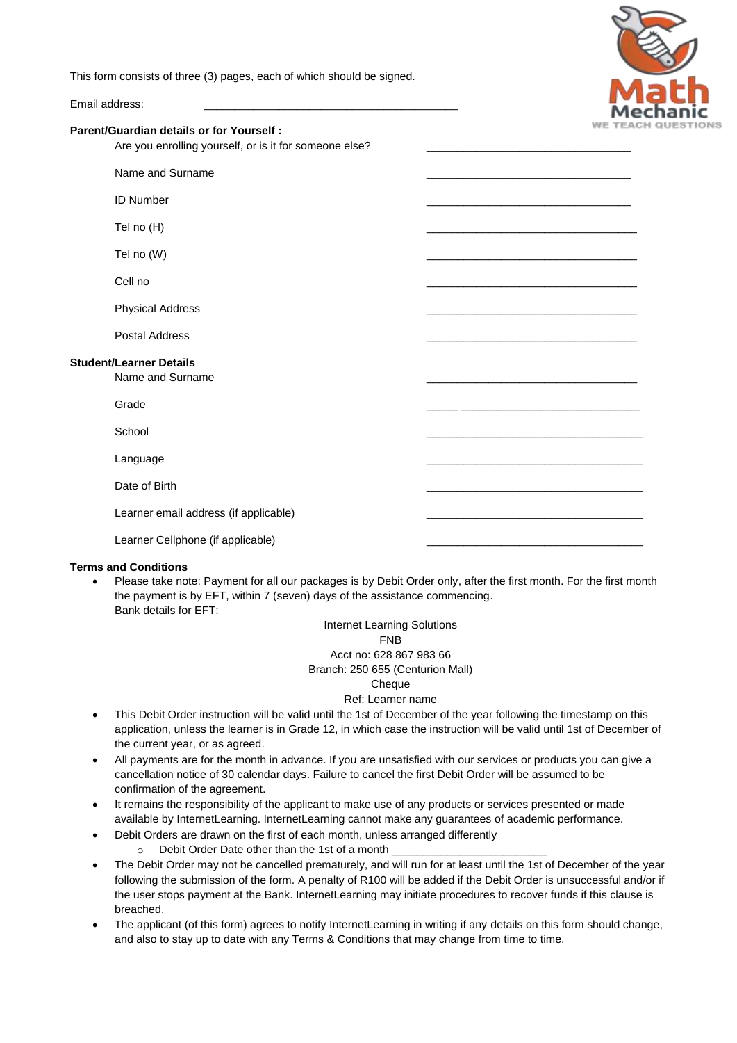This form consists of three (3) pages, each of which should be signed.

Email address: ___________________________________________

**Parent/Guardian details or for Yourself :**

Are you enrolling yourself, or is it for someone else? __________________________________

Name and Surname __________________________________

ID Number __________________________________

Tel no (H) ___________________________________

Tel no (W) ___________________________________

Cell no ___________________________________

Physical Address ___________________________________

Postal Address ___________________________________

**Student/Learner Details**

Name and Surname ___________________________________

Grade _____ ______________________________

School ____________________________________

Language ____________________________________

Date of Birth ____________________________________

Learner email address (if applicable) ____________________________________

Learner Cellphone (if applicable) ____________________________________

**Terms and Conditions**

- Please take note: Payment for all our packages is by Debit Order only, after the first month. For the first month the payment is by EFT, within 7 (seven) days of the assistance commencing.
  Bank details for EFT:

  Internet Learning Solutions
  FNB
  Acct no: 628 867 983 66
  Branch: 250 655 (Centurion Mall)
  Cheque
  Ref: Learner name

- This Debit Order instruction will be valid until the 1st of December of the year following the timestamp on this application, unless the learner is in Grade 12, in which case the instruction will be valid until 1st of December of the current year, or as agreed.
- All payments are for the month in advance. If you are unsatisfied with our services or products you can give a cancellation notice of 30 calendar days. Failure to cancel the first Debit Order will be assumed to be confirmation of the agreement.
- It remains the responsibility of the applicant to make use of any products or services presented or made available by InternetLearning. InternetLearning cannot make any guarantees of academic performance.
- Debit Orders are drawn on the first of each month, unless arranged differently
  - Debit Order Date other than the 1st of a month ________________________
- The Debit Order may not be cancelled prematurely, and will run for at least until the 1st of December of the year following the submission of the form. A penalty of R100 will be added if the Debit Order is unsuccessful and/or if the user stops payment at the Bank. InternetLearning may initiate procedures to recover funds if this clause is breached.
- The applicant (of this form) agrees to notify InternetLearning in writing if any details on this form should change, and also to stay up to date with any Terms & Conditions that may change from time to time.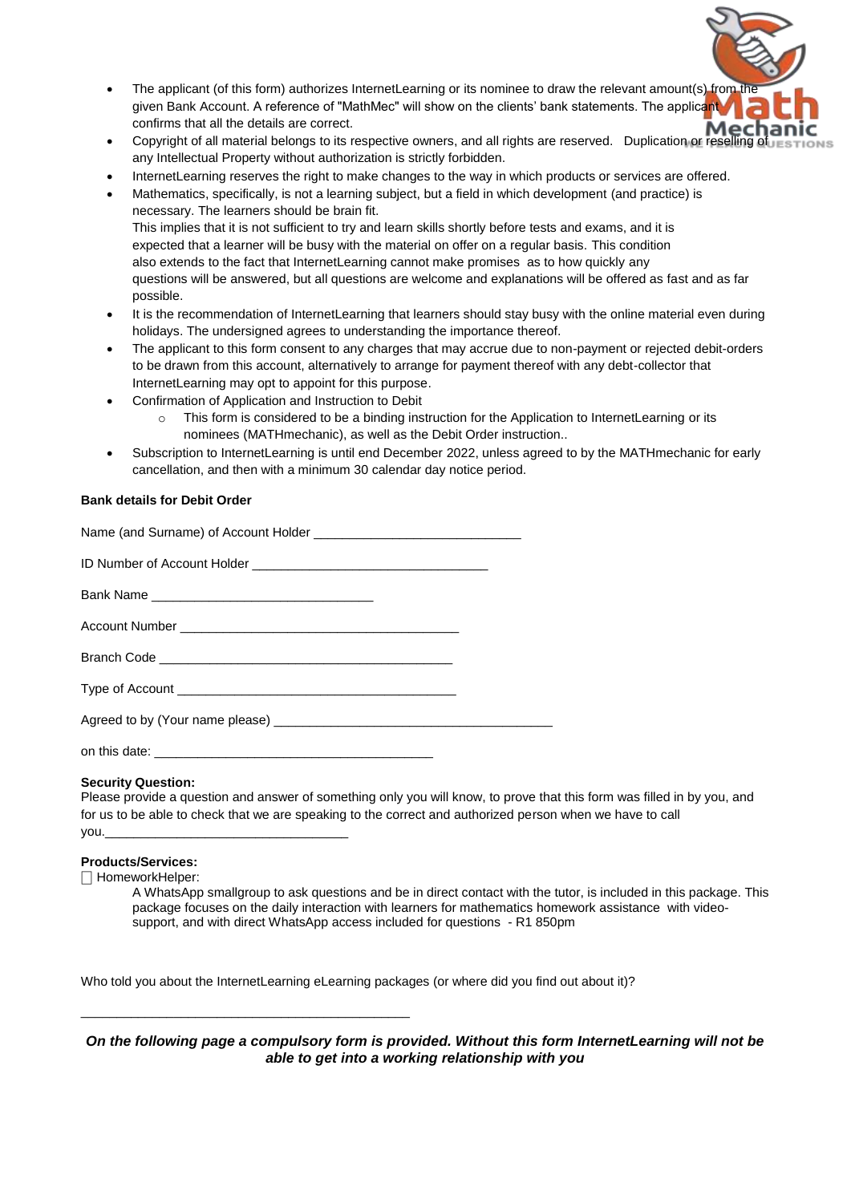- The applicant (of this form) authorizes InternetLearning or its nominee to draw the relevant amount(s) from the given Bank Account. A reference of "MathMec" will show on the clients' bank statements. The applicant confirms that all the details are correct.
- Copyright of all material belongs to its respective owners, and all rights are reserved. Duplication or reselling of any Intellectual Property without authorization is strictly forbidden.
- InternetLearning reserves the right to make changes to the way in which products or services are offered.
- Mathematics, specifically, is not a learning subject, but a field in which development (and practice) is necessary. The learners should be brain fit.
  This implies that it is not sufficient to try and learn skills shortly before tests and exams, and it is expected that a learner will be busy with the material on offer on a regular basis. This condition also extends to the fact that InternetLearning cannot make promises as to how quickly any questions will be answered, but all questions are welcome and explanations will be offered as fast and as far possible.
- It is the recommendation of InternetLearning that learners should stay busy with the online material even during holidays. The undersigned agrees to understanding the importance thereof.
- The applicant to this form consent to any charges that may accrue due to non-payment or rejected debit-orders to be drawn from this account, alternatively to arrange for payment thereof with any debt-collector that InternetLearning may opt to appoint for this purpose.
- Confirmation of Application and Instruction to Debit
  - This form is considered to be a binding instruction for the Application to InternetLearning or its nominees (MATHmechanic), as well as the Debit Order instruction..
- Subscription to InternetLearning is until end December 2022, unless agreed to by the MATHmechanic for early cancellation, and then with a minimum 30 calendar day notice period.

**Bank details for Debit Order**

Name (and Surname) of Account Holder ____________________________

ID Number of Account Holder ________________________________

Bank Name ______________________________

Account Number _____________________________________

Branch Code _______________________________________

Type of Account _____________________________________

Agreed to by (Your name please) _____________________________________

on this date: _____________________________________

**Security Question:**
Please provide a question and answer of something only you will know, to prove that this form was filled in by you, and for us to be able to check that we are speaking to the correct and authorized person when we have to call you.________________________________

**Products/Services:**
☐ HomeworkHelper:

A WhatsApp smallgroup to ask questions and be in direct contact with the tutor, is included in this package. This package focuses on the daily interaction with learners for mathematics homework assistance with video-support, and with direct WhatsApp access included for questions - R1 850pm

Who told you about the InternetLearning eLearning packages (or where did you find out about it)?

____________________________________________

***On the following page a compulsory form is provided. Without this form InternetLearning will not be able to get into a working relationship with you***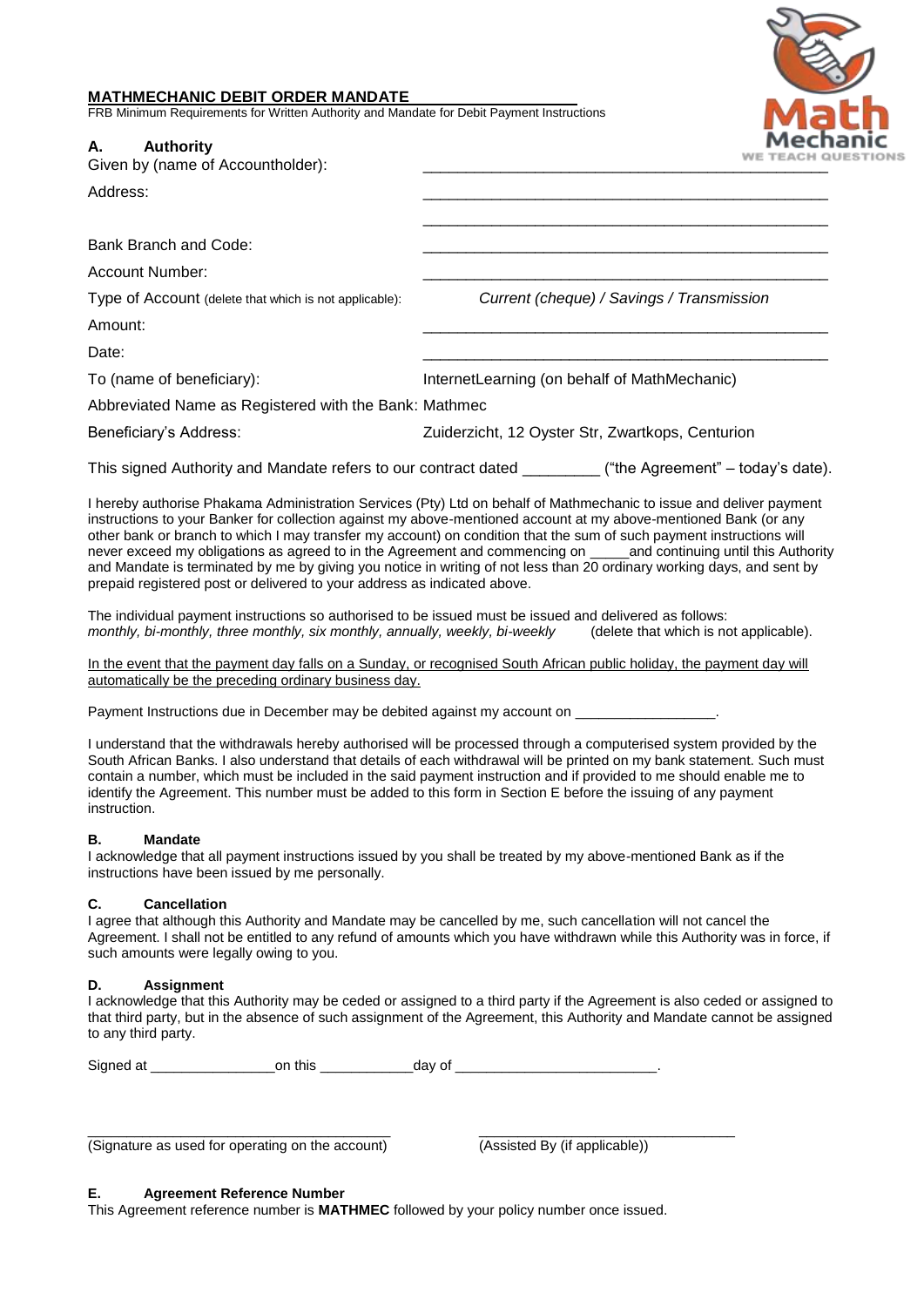**MATHMECHANIC DEBIT ORDER MANDATE**

FRB Minimum Requirements for Written Authority and Mandate for Debit Payment Instructions

## A. Authority

| | |
|---|---|
| Given by (name of Accountholder): | _______________________________________________ |
| Address: | _______________________________________________ |
| | _______________________________________________ |
| Bank Branch and Code: | _______________________________________________ |
| Account Number: | _______________________________________________ |
| Type of Account (delete that which is not applicable): | *Current (cheque) / Savings / Transmission* |
| Amount: | _______________________________________________ |
| Date: | _______________________________________________ |
| To (name of beneficiary): | InternetLearning (on behalf of MathMechanic) |
| Abbreviated Name as Registered with the Bank: Mathmec | |
| Beneficiary's Address: | Zuiderzicht, 12 Oyster Str, Zwartkops, Centurion |

This signed Authority and Mandate refers to our contract dated _________ ("the Agreement" – today's date).

I hereby authorise Phakama Administration Services (Pty) Ltd on behalf of Mathmechanic to issue and deliver payment instructions to your Banker for collection against my above-mentioned account at my above-mentioned Bank (or any other bank or branch to which I may transfer my account) on condition that the sum of such payment instructions will never exceed my obligations as agreed to in the Agreement and commencing on _____and continuing until this Authority and Mandate is terminated by me by giving you notice in writing of not less than 20 ordinary working days, and sent by prepaid registered post or delivered to your address as indicated above.

The individual payment instructions so authorised to be issued must be issued and delivered as follows:
*monthly, bi-monthly, three monthly, six monthly, annually, weekly, bi-weekly* (delete that which is not applicable).

<u>In the event that the payment day falls on a Sunday, or recognised South African public holiday, the payment day will automatically be the preceding ordinary business day.</u>

Payment Instructions due in December may be debited against my account on _________________.

I understand that the withdrawals hereby authorised will be processed through a computerised system provided by the South African Banks. I also understand that details of each withdrawal will be printed on my bank statement. Such must contain a number, which must be included in the said payment instruction and if provided to me should enable me to identify the Agreement. This number must be added to this form in Section E before the issuing of any payment instruction.

## B. Mandate

I acknowledge that all payment instructions issued by you shall be treated by my above-mentioned Bank as if the instructions have been issued by me personally.

## C. Cancellation

I agree that although this Authority and Mandate may be cancelled by me, such cancellation will not cancel the Agreement. I shall not be entitled to any refund of amounts which you have withdrawn while this Authority was in force, if such amounts were legally owing to you.

## D. Assignment

I acknowledge that this Authority may be ceded or assigned to a third party if the Agreement is also ceded or assigned to that third party, but in the absence of such assignment of the Agreement, this Authority and Mandate cannot be assigned to any third party.

Signed at _______________on this ___________day of _________________________.

_____________________________________ (Signature as used for operating on the account)

_____________________________________ (Assisted By (if applicable))

## E. Agreement Reference Number

This Agreement reference number is **MATHMEC** followed by your policy number once issued.